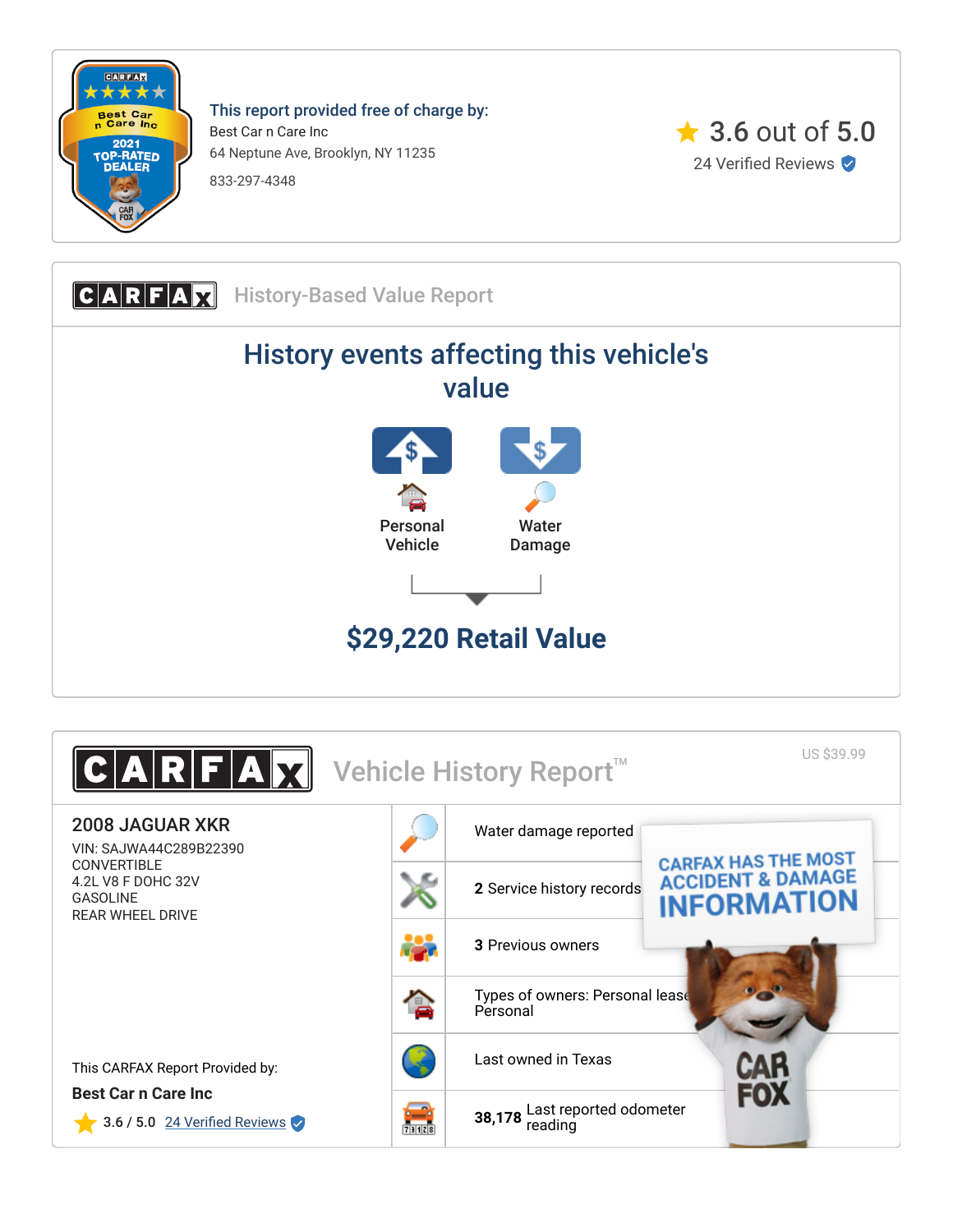This report provided free of charge by:

Best Car n Care Inc

64 Neptune Ave, Brooklyn, NY 11235

833-297-4348

3.6 out of 5.0

24 Verified Reviews

## CARFAX History-Based Value Report

# History events affecting this vehicle's value

Personal Vehicle

Water Damage

## $29,220 Retail Value

## CARFAX Vehicle History Report™

US $39.99

### 2008 JAGUAR XKR

VIN: SAJWA44C289B22390
CONVERTIBLE
4.2L V8 F DOHC 32V
GASOLINE
REAR WHEEL DRIVE

- Water damage reported
- **2** Service history records
- **3** Previous owners
- Types of owners: Personal lease, Personal
- Last owned in Texas
- **38,178** Last reported odometer reading

CARFAX HAS THE MOST ACCIDENT & DAMAGE INFORMATION

This CARFAX Report Provided by:

**Best Car n Care Inc**

3.6 / 5.0 24 Verified Reviews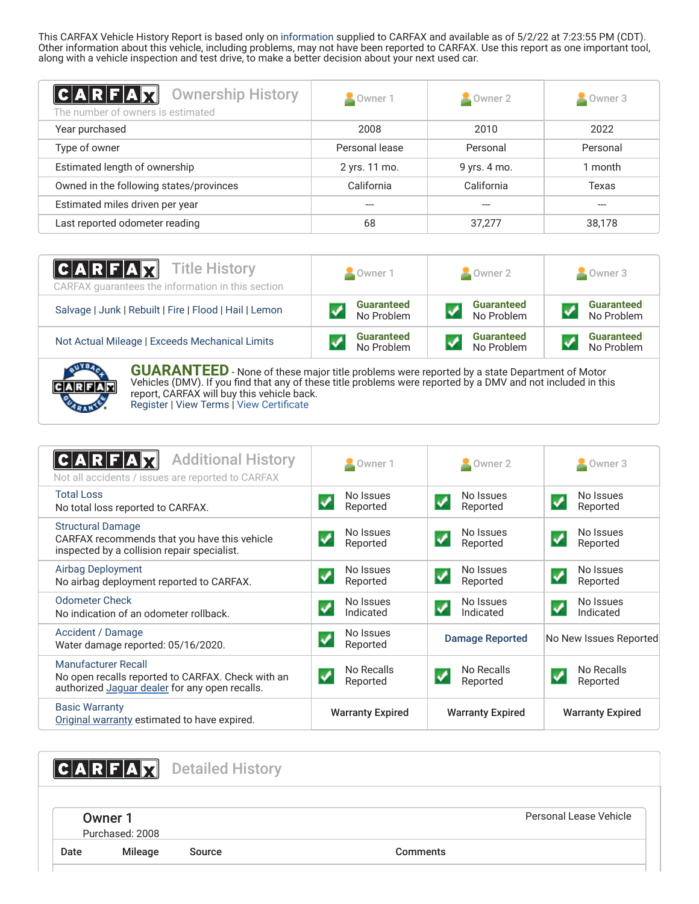This CARFAX Vehicle History Report is based only on information supplied to CARFAX and available as of 5/2/22 at 7:23:55 PM (CDT). Other information about this vehicle, including problems, may not have been reported to CARFAX. Use this report as one important tool, along with a vehicle inspection and test drive, to make a better decision about your next used car.

## CARFAX Ownership History

The number of owners is estimated

| | Owner 1 | Owner 2 | Owner 3 |
|---|---|---|---|
| Year purchased | 2008 | 2010 | 2022 |
| Type of owner | Personal lease | Personal | Personal |
| Estimated length of ownership | 2 yrs. 11 mo. | 9 yrs. 4 mo. | 1 month |
| Owned in the following states/provinces | California | California | Texas |
| Estimated miles driven per year | --- | --- | --- |
| Last reported odometer reading | 68 | 37,277 | 38,178 |

## CARFAX Title History

CARFAX guarantees the information in this section

| | Owner 1 | Owner 2 | Owner 3 |
|---|---|---|---|
| Salvage \| Junk \| Rebuilt \| Fire \| Flood \| Hail \| Lemon | Guaranteed No Problem | Guaranteed No Problem | Guaranteed No Problem |
| Not Actual Mileage \| Exceeds Mechanical Limits | Guaranteed No Problem | Guaranteed No Problem | Guaranteed No Problem |

**GUARANTEED** - None of these major title problems were reported by a state Department of Motor Vehicles (DMV). If you find that any of these title problems were reported by a DMV and not included in this report, CARFAX will buy this vehicle back.
Register | View Terms | View Certificate

## CARFAX Additional History

Not all accidents / issues are reported to CARFAX

| | Owner 1 | Owner 2 | Owner 3 |
|---|---|---|---|
| **Total Loss** No total loss reported to CARFAX. | No Issues Reported | No Issues Reported | No Issues Reported |
| **Structural Damage** CARFAX recommends that you have this vehicle inspected by a collision repair specialist. | No Issues Reported | No Issues Reported | No Issues Reported |
| **Airbag Deployment** No airbag deployment reported to CARFAX. | No Issues Reported | No Issues Reported | No Issues Reported |
| **Odometer Check** No indication of an odometer rollback. | No Issues Indicated | No Issues Indicated | No Issues Indicated |
| **Accident / Damage** Water damage reported: 05/16/2020. | No Issues Reported | Damage Reported | No New Issues Reported |
| **Manufacturer Recall** No open recalls reported to CARFAX. Check with an authorized Jaguar dealer for any open recalls. | No Recalls Reported | No Recalls Reported | No Recalls Reported |
| **Basic Warranty** Original warranty estimated to have expired. | Warranty Expired | Warranty Expired | Warranty Expired |

## CARFAX Detailed History

### Owner 1

Purchased: 2008

Personal Lease Vehicle

| Date | Mileage | Source | Comments |
|---|---|---|---|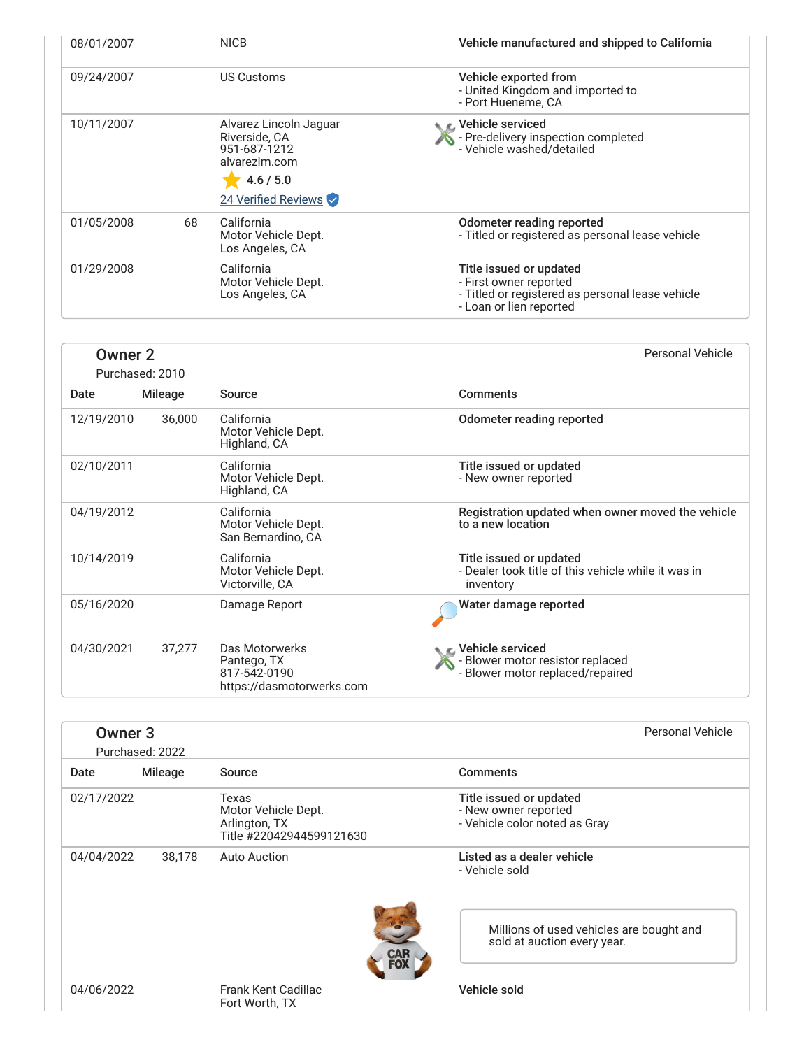| Date | Mileage | Source | Comments |
| --- | --- | --- | --- |
| 08/01/2007 | | NICB | **Vehicle manufactured and shipped to California** |
| 09/24/2007 | | US Customs | **Vehicle exported from**<br>- United Kingdom and imported to<br>- Port Hueneme, CA |
| 10/11/2007 | | Alvarez Lincoln Jaguar<br>Riverside, CA<br>951-687-1212<br>alvarezlm.com<br>4.6 / 5.0<br>24 Verified Reviews | **Vehicle serviced**<br>- Pre-delivery inspection completed<br>- Vehicle washed/detailed |
| 01/05/2008 | 68 | California<br>Motor Vehicle Dept.<br>Los Angeles, CA | **Odometer reading reported**<br>- Titled or registered as personal lease vehicle |
| 01/29/2008 | | California<br>Motor Vehicle Dept.<br>Los Angeles, CA | **Title issued or updated**<br>- First owner reported<br>- Titled or registered as personal lease vehicle<br>- Loan or lien reported |

## Owner 2

Purchased: 2010

Personal Vehicle

| Date | Mileage | Source | Comments |
| --- | --- | --- | --- |
| 12/19/2010 | 36,000 | California<br>Motor Vehicle Dept.<br>Highland, CA | **Odometer reading reported** |
| 02/10/2011 | | California<br>Motor Vehicle Dept.<br>Highland, CA | **Title issued or updated**<br>- New owner reported |
| 04/19/2012 | | California<br>Motor Vehicle Dept.<br>San Bernardino, CA | **Registration updated when owner moved the vehicle to a new location** |
| 10/14/2019 | | California<br>Motor Vehicle Dept.<br>Victorville, CA | **Title issued or updated**<br>- Dealer took title of this vehicle while it was in inventory |
| 05/16/2020 | | Damage Report | **Water damage reported** |
| 04/30/2021 | 37,277 | Das Motorwerks<br>Pantego, TX<br>817-542-0190<br>https://dasmotorwerks.com | **Vehicle serviced**<br>- Blower motor resistor replaced<br>- Blower motor replaced/repaired |

## Owner 3

Purchased: 2022

Personal Vehicle

| Date | Mileage | Source | Comments |
| --- | --- | --- | --- |
| 02/17/2022 | | Texas<br>Motor Vehicle Dept.<br>Arlington, TX<br>Title #22042944599121630 | **Title issued or updated**<br>- New owner reported<br>- Vehicle color noted as Gray |
| 04/04/2022 | 38,178 | Auto Auction | **Listed as a dealer vehicle**<br>- Vehicle sold<br><br>Millions of used vehicles are bought and sold at auction every year. |
| 04/06/2022 | | Frank Kent Cadillac<br>Fort Worth, TX | **Vehicle sold** |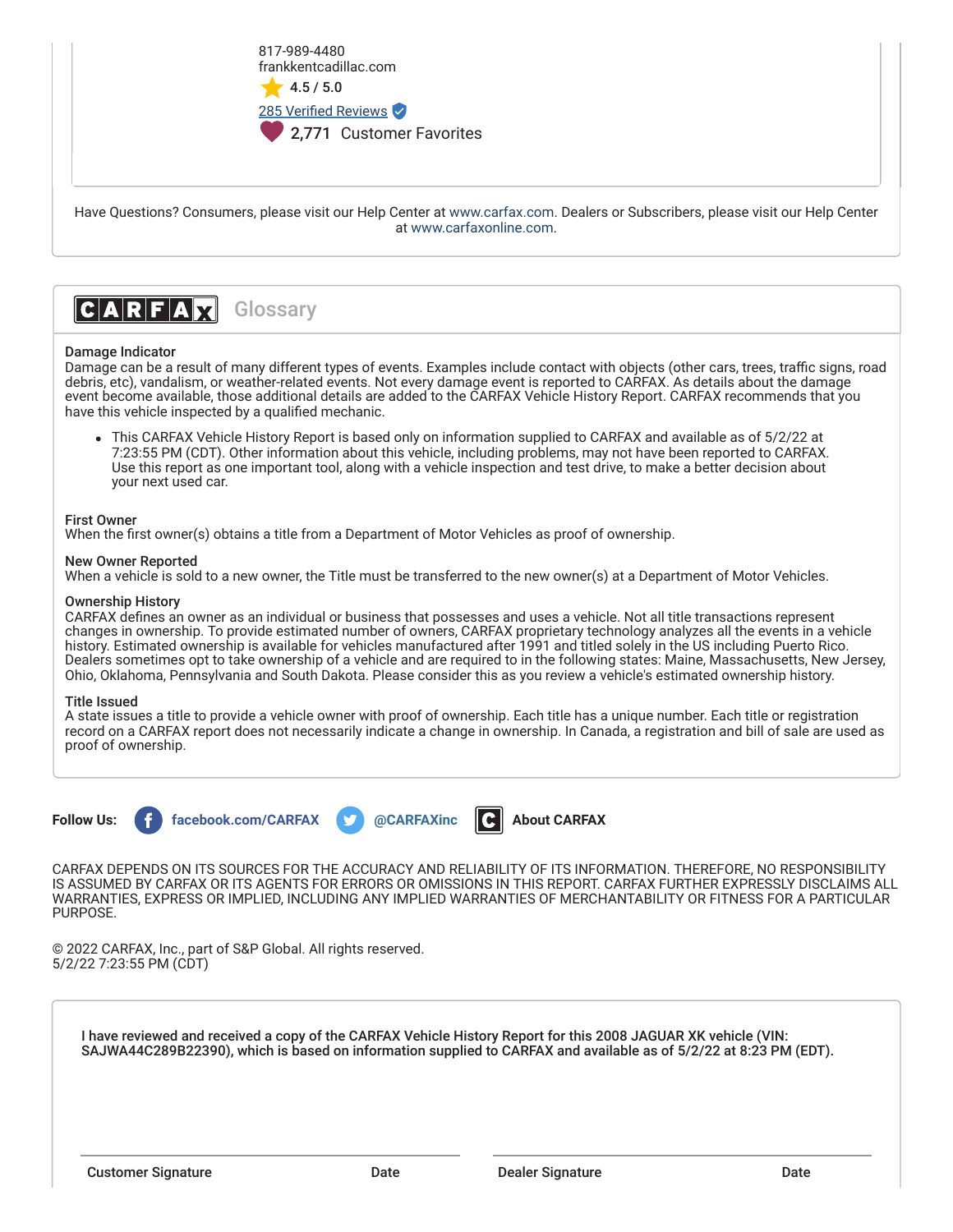817-989-4480
frankkentcadillac.com
4.5 / 5.0
285 Verified Reviews
2,771 Customer Favorites

Have Questions? Consumers, please visit our Help Center at www.carfax.com. Dealers or Subscribers, please visit our Help Center at www.carfaxonline.com.

## CARFAX Glossary

**Damage Indicator**
Damage can be a result of many different types of events. Examples include contact with objects (other cars, trees, traffic signs, road debris, etc), vandalism, or weather-related events. Not every damage event is reported to CARFAX. As details about the damage event become available, those additional details are added to the CARFAX Vehicle History Report. CARFAX recommends that you have this vehicle inspected by a qualified mechanic.

- This CARFAX Vehicle History Report is based only on information supplied to CARFAX and available as of 5/2/22 at 7:23:55 PM (CDT). Other information about this vehicle, including problems, may not have been reported to CARFAX. Use this report as one important tool, along with a vehicle inspection and test drive, to make a better decision about your next used car.

**First Owner**
When the first owner(s) obtains a title from a Department of Motor Vehicles as proof of ownership.

**New Owner Reported**
When a vehicle is sold to a new owner, the Title must be transferred to the new owner(s) at a Department of Motor Vehicles.

**Ownership History**
CARFAX defines an owner as an individual or business that possesses and uses a vehicle. Not all title transactions represent changes in ownership. To provide estimated number of owners, CARFAX proprietary technology analyzes all the events in a vehicle history. Estimated ownership is available for vehicles manufactured after 1991 and titled solely in the US including Puerto Rico. Dealers sometimes opt to take ownership of a vehicle and are required to in the following states: Maine, Massachusetts, New Jersey, Ohio, Oklahoma, Pennsylvania and South Dakota. Please consider this as you review a vehicle's estimated ownership history.

**Title Issued**
A state issues a title to provide a vehicle owner with proof of ownership. Each title has a unique number. Each title or registration record on a CARFAX report does not necessarily indicate a change in ownership. In Canada, a registration and bill of sale are used as proof of ownership.

**Follow Us:** facebook.com/CARFAX @CARFAXinc **About CARFAX**

CARFAX DEPENDS ON ITS SOURCES FOR THE ACCURACY AND RELIABILITY OF ITS INFORMATION. THEREFORE, NO RESPONSIBILITY IS ASSUMED BY CARFAX OR ITS AGENTS FOR ERRORS OR OMISSIONS IN THIS REPORT. CARFAX FURTHER EXPRESSLY DISCLAIMS ALL WARRANTIES, EXPRESS OR IMPLIED, INCLUDING ANY IMPLIED WARRANTIES OF MERCHANTABILITY OR FITNESS FOR A PARTICULAR PURPOSE.

© 2022 CARFAX, Inc., part of S&P Global. All rights reserved.
5/2/22 7:23:55 PM (CDT)

**I have reviewed and received a copy of the CARFAX Vehicle History Report for this 2008 JAGUAR XK vehicle (VIN: SAJWA44C289B22390), which is based on information supplied to CARFAX and available as of 5/2/22 at 8:23 PM (EDT).**

**Customer Signature** **Date** **Dealer Signature** **Date**